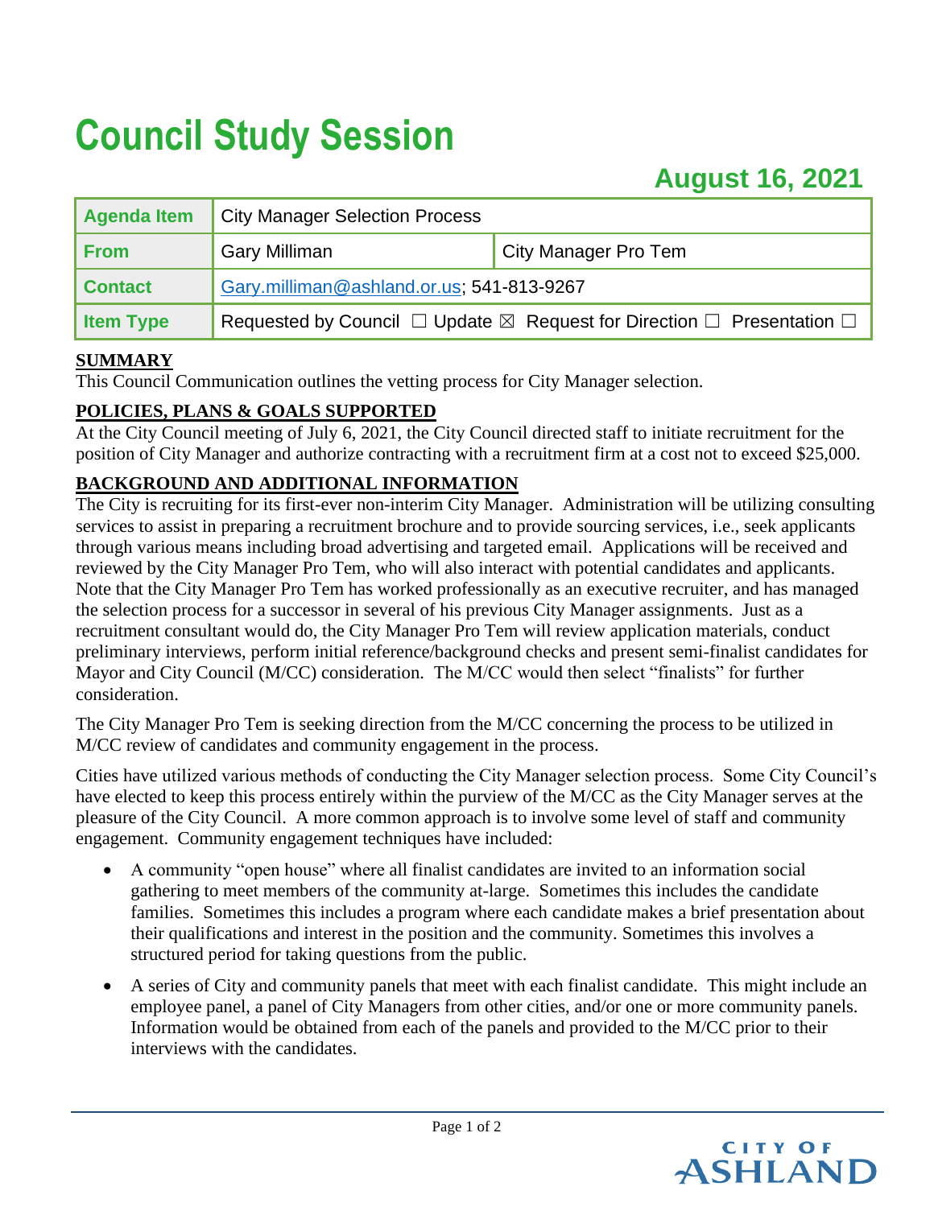# Council Study Session

## August 16, 2021

| Agenda Item | City Manager Selection Process | |
|---|---|---|
| From | Gary Milliman | City Manager Pro Tem |
| Contact | Gary.milliman@ashland.or.us; 541-813-9267 | |
| Item Type | Requested by Council ☐ Update ☒ Request for Direction ☐ Presentation ☐ | |

**SUMMARY**

This Council Communication outlines the vetting process for City Manager selection.

**POLICIES, PLANS & GOALS SUPPORTED**

At the City Council meeting of July 6, 2021, the City Council directed staff to initiate recruitment for the position of City Manager and authorize contracting with a recruitment firm at a cost not to exceed $25,000.

**BACKGROUND AND ADDITIONAL INFORMATION**

The City is recruiting for its first-ever non-interim City Manager. Administration will be utilizing consulting services to assist in preparing a recruitment brochure and to provide sourcing services, i.e., seek applicants through various means including broad advertising and targeted email. Applications will be received and reviewed by the City Manager Pro Tem, who will also interact with potential candidates and applicants. Note that the City Manager Pro Tem has worked professionally as an executive recruiter, and has managed the selection process for a successor in several of his previous City Manager assignments. Just as a recruitment consultant would do, the City Manager Pro Tem will review application materials, conduct preliminary interviews, perform initial reference/background checks and present semi-finalist candidates for Mayor and City Council (M/CC) consideration. The M/CC would then select "finalists" for further consideration.

The City Manager Pro Tem is seeking direction from the M/CC concerning the process to be utilized in M/CC review of candidates and community engagement in the process.

Cities have utilized various methods of conducting the City Manager selection process. Some City Council's have elected to keep this process entirely within the purview of the M/CC as the City Manager serves at the pleasure of the City Council. A more common approach is to involve some level of staff and community engagement. Community engagement techniques have included:

- A community "open house" where all finalist candidates are invited to an information social gathering to meet members of the community at-large. Sometimes this includes the candidate families. Sometimes this includes a program where each candidate makes a brief presentation about their qualifications and interest in the position and the community. Sometimes this involves a structured period for taking questions from the public.
- A series of City and community panels that meet with each finalist candidate. This might include an employee panel, a panel of City Managers from other cities, and/or one or more community panels. Information would be obtained from each of the panels and provided to the M/CC prior to their interviews with the candidates.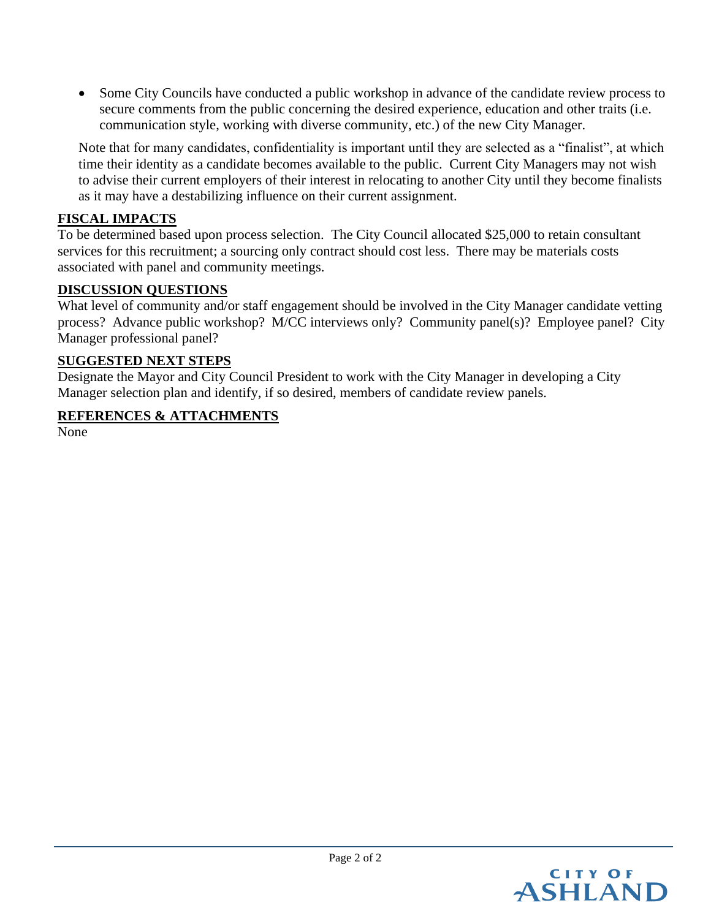- Some City Councils have conducted a public workshop in advance of the candidate review process to secure comments from the public concerning the desired experience, education and other traits (i.e. communication style, working with diverse community, etc.) of the new City Manager.

Note that for many candidates, confidentiality is important until they are selected as a "finalist", at which time their identity as a candidate becomes available to the public. Current City Managers may not wish to advise their current employers of their interest in relocating to another City until they become finalists as it may have a destabilizing influence on their current assignment.

## FISCAL IMPACTS

To be determined based upon process selection. The City Council allocated $25,000 to retain consultant services for this recruitment; a sourcing only contract should cost less. There may be materials costs associated with panel and community meetings.

## DISCUSSION QUESTIONS

What level of community and/or staff engagement should be involved in the City Manager candidate vetting process? Advance public workshop? M/CC interviews only? Community panel(s)? Employee panel? City Manager professional panel?

## SUGGESTED NEXT STEPS

Designate the Mayor and City Council President to work with the City Manager in developing a City Manager selection plan and identify, if so desired, members of candidate review panels.

## REFERENCES & ATTACHMENTS

None